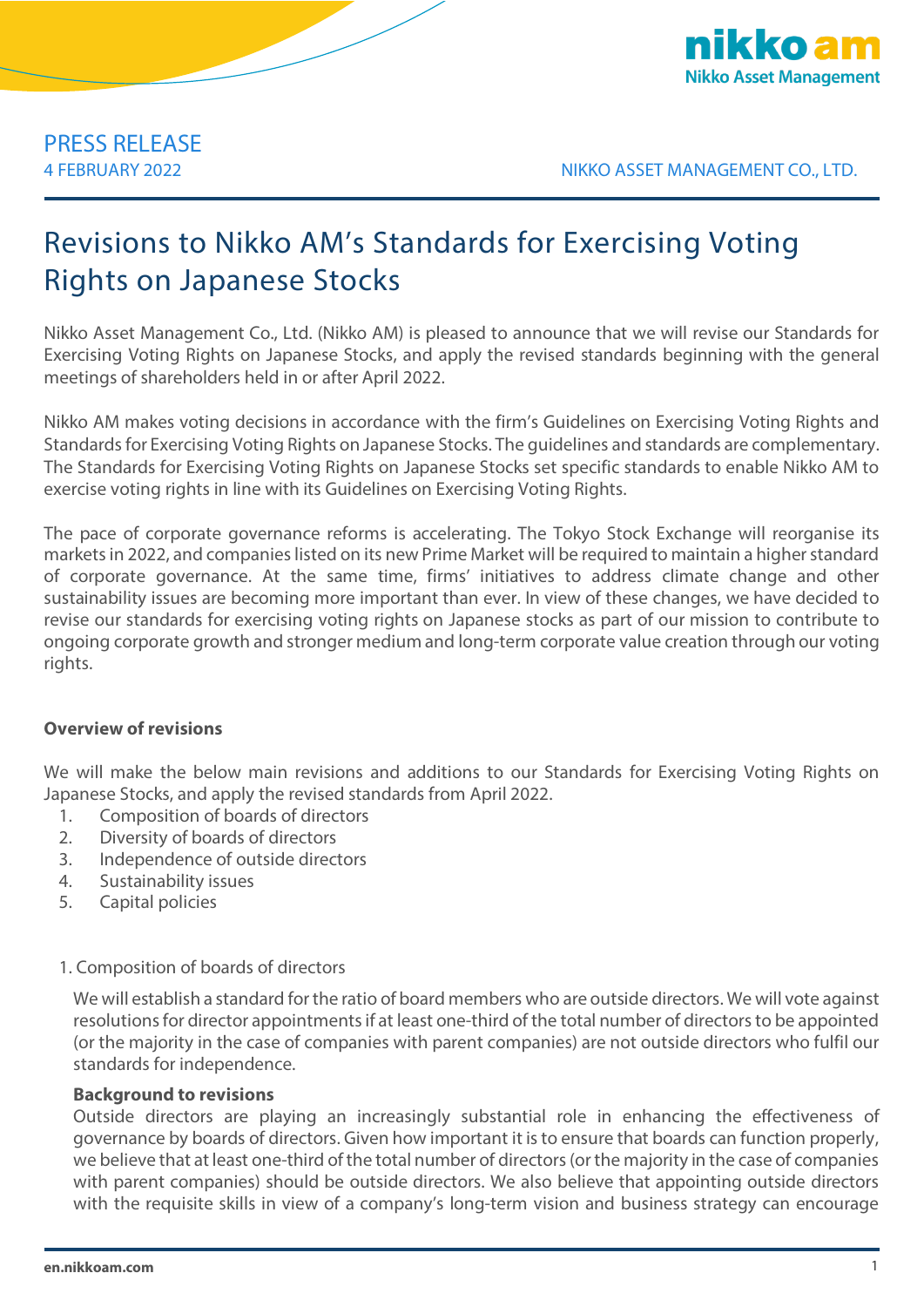PRESS RELEASE
4 FEBRUARY 2022

NIKKO ASSET MANAGEMENT CO., LTD.

# Revisions to Nikko AM's Standards for Exercising Voting Rights on Japanese Stocks

Nikko Asset Management Co., Ltd. (Nikko AM) is pleased to announce that we will revise our Standards for Exercising Voting Rights on Japanese Stocks, and apply the revised standards beginning with the general meetings of shareholders held in or after April 2022.

Nikko AM makes voting decisions in accordance with the firm's Guidelines on Exercising Voting Rights and Standards for Exercising Voting Rights on Japanese Stocks. The guidelines and standards are complementary. The Standards for Exercising Voting Rights on Japanese Stocks set specific standards to enable Nikko AM to exercise voting rights in line with its Guidelines on Exercising Voting Rights.

The pace of corporate governance reforms is accelerating. The Tokyo Stock Exchange will reorganise its markets in 2022, and companies listed on its new Prime Market will be required to maintain a higher standard of corporate governance. At the same time, firms' initiatives to address climate change and other sustainability issues are becoming more important than ever. In view of these changes, we have decided to revise our standards for exercising voting rights on Japanese stocks as part of our mission to contribute to ongoing corporate growth and stronger medium and long-term corporate value creation through our voting rights.

**Overview of revisions**

We will make the below main revisions and additions to our Standards for Exercising Voting Rights on Japanese Stocks, and apply the revised standards from April 2022.

1. Composition of boards of directors
2. Diversity of boards of directors
3. Independence of outside directors
4. Sustainability issues
5. Capital policies

1. Composition of boards of directors

We will establish a standard for the ratio of board members who are outside directors. We will vote against resolutions for director appointments if at least one-third of the total number of directors to be appointed (or the majority in the case of companies with parent companies) are not outside directors who fulfil our standards for independence.

**Background to revisions**
Outside directors are playing an increasingly substantial role in enhancing the effectiveness of governance by boards of directors. Given how important it is to ensure that boards can function properly, we believe that at least one-third of the total number of directors (or the majority in the case of companies with parent companies) should be outside directors. We also believe that appointing outside directors with the requisite skills in view of a company's long-term vision and business strategy can encourage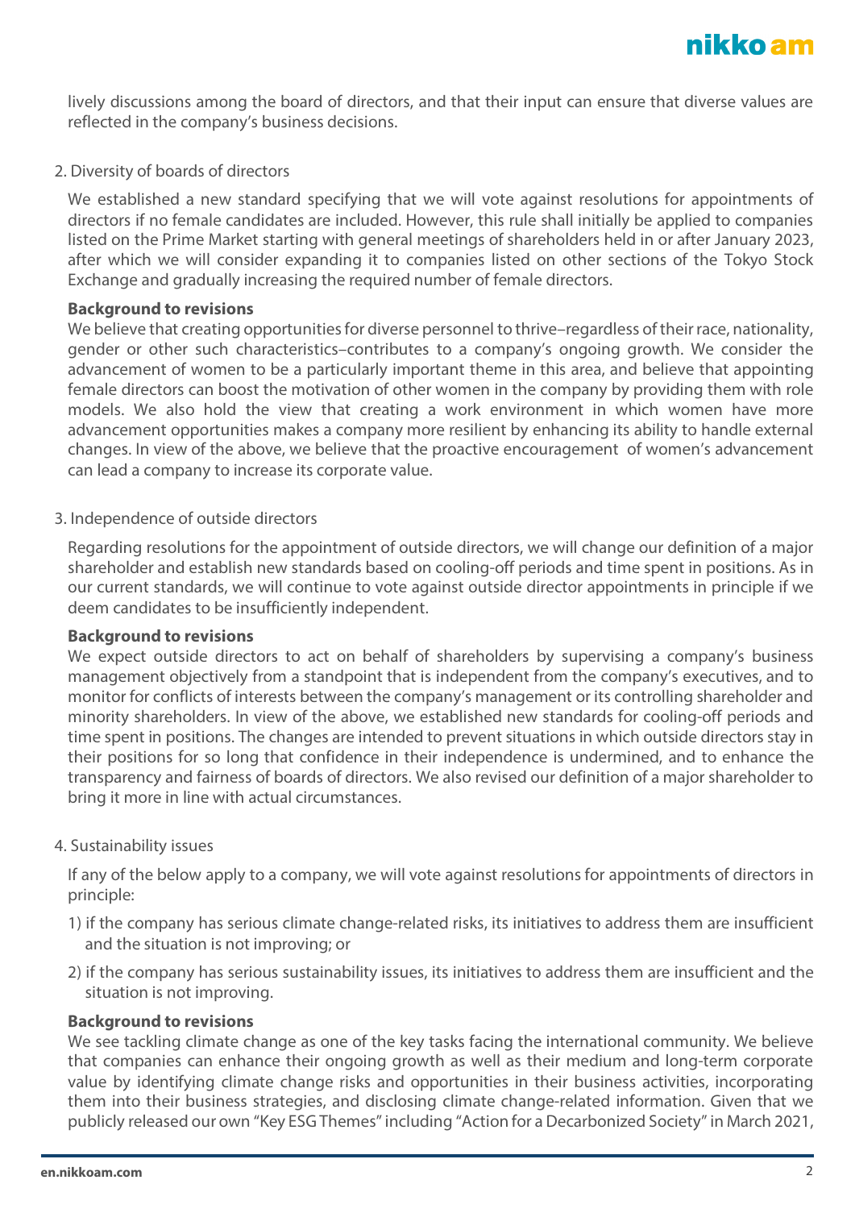lively discussions among the board of directors, and that their input can ensure that diverse values are reflected in the company's business decisions.

2. Diversity of boards of directors

We established a new standard specifying that we will vote against resolutions for appointments of directors if no female candidates are included. However, this rule shall initially be applied to companies listed on the Prime Market starting with general meetings of shareholders held in or after January 2023, after which we will consider expanding it to companies listed on other sections of the Tokyo Stock Exchange and gradually increasing the required number of female directors.

**Background to revisions**

We believe that creating opportunities for diverse personnel to thrive–regardless of their race, nationality, gender or other such characteristics–contributes to a company's ongoing growth. We consider the advancement of women to be a particularly important theme in this area, and believe that appointing female directors can boost the motivation of other women in the company by providing them with role models. We also hold the view that creating a work environment in which women have more advancement opportunities makes a company more resilient by enhancing its ability to handle external changes. In view of the above, we believe that the proactive encouragement of women's advancement can lead a company to increase its corporate value.

3. Independence of outside directors

Regarding resolutions for the appointment of outside directors, we will change our definition of a major shareholder and establish new standards based on cooling-off periods and time spent in positions. As in our current standards, we will continue to vote against outside director appointments in principle if we deem candidates to be insufficiently independent.

**Background to revisions**

We expect outside directors to act on behalf of shareholders by supervising a company's business management objectively from a standpoint that is independent from the company's executives, and to monitor for conflicts of interests between the company's management or its controlling shareholder and minority shareholders. In view of the above, we established new standards for cooling-off periods and time spent in positions. The changes are intended to prevent situations in which outside directors stay in their positions for so long that confidence in their independence is undermined, and to enhance the transparency and fairness of boards of directors. We also revised our definition of a major shareholder to bring it more in line with actual circumstances.

4. Sustainability issues

If any of the below apply to a company, we will vote against resolutions for appointments of directors in principle:

1) if the company has serious climate change-related risks, its initiatives to address them are insufficient and the situation is not improving; or
2) if the company has serious sustainability issues, its initiatives to address them are insufficient and the situation is not improving.

**Background to revisions**

We see tackling climate change as one of the key tasks facing the international community. We believe that companies can enhance their ongoing growth as well as their medium and long-term corporate value by identifying climate change risks and opportunities in their business activities, incorporating them into their business strategies, and disclosing climate change-related information. Given that we publicly released our own "Key ESG Themes" including "Action for a Decarbonized Society" in March 2021,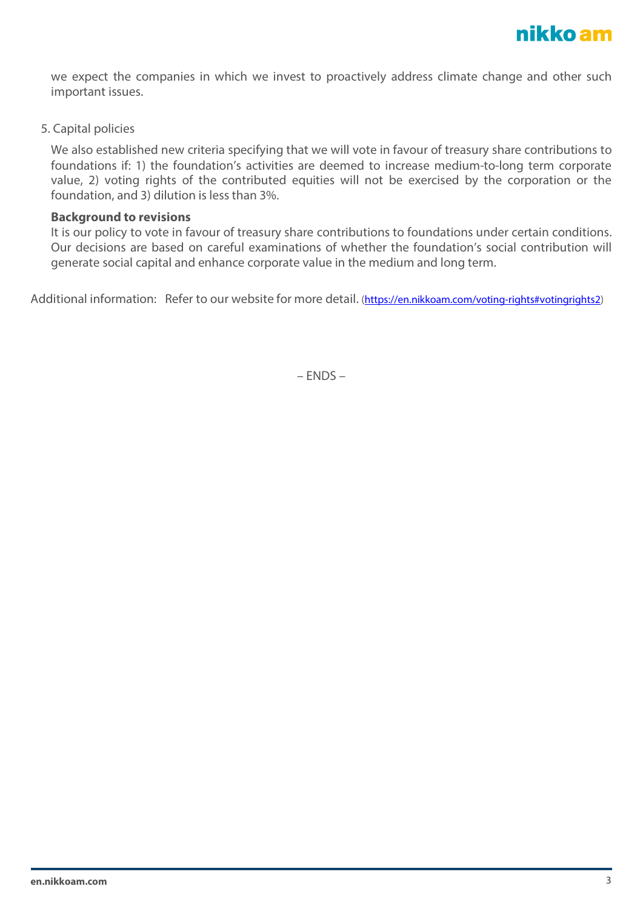we expect the companies in which we invest to proactively address climate change and other such important issues.

5. Capital policies

   We also established new criteria specifying that we will vote in favour of treasury share contributions to foundations if: 1) the foundation's activities are deemed to increase medium-to-long term corporate value, 2) voting rights of the contributed equities will not be exercised by the corporation or the foundation, and 3) dilution is less than 3%.

   **Background to revisions**
   It is our policy to vote in favour of treasury share contributions to foundations under certain conditions. Our decisions are based on careful examinations of whether the foundation's social contribution will generate social capital and enhance corporate value in the medium and long term.

Additional information: Refer to our website for more detail. (https://en.nikkoam.com/voting-rights#votingrights2)

– ENDS –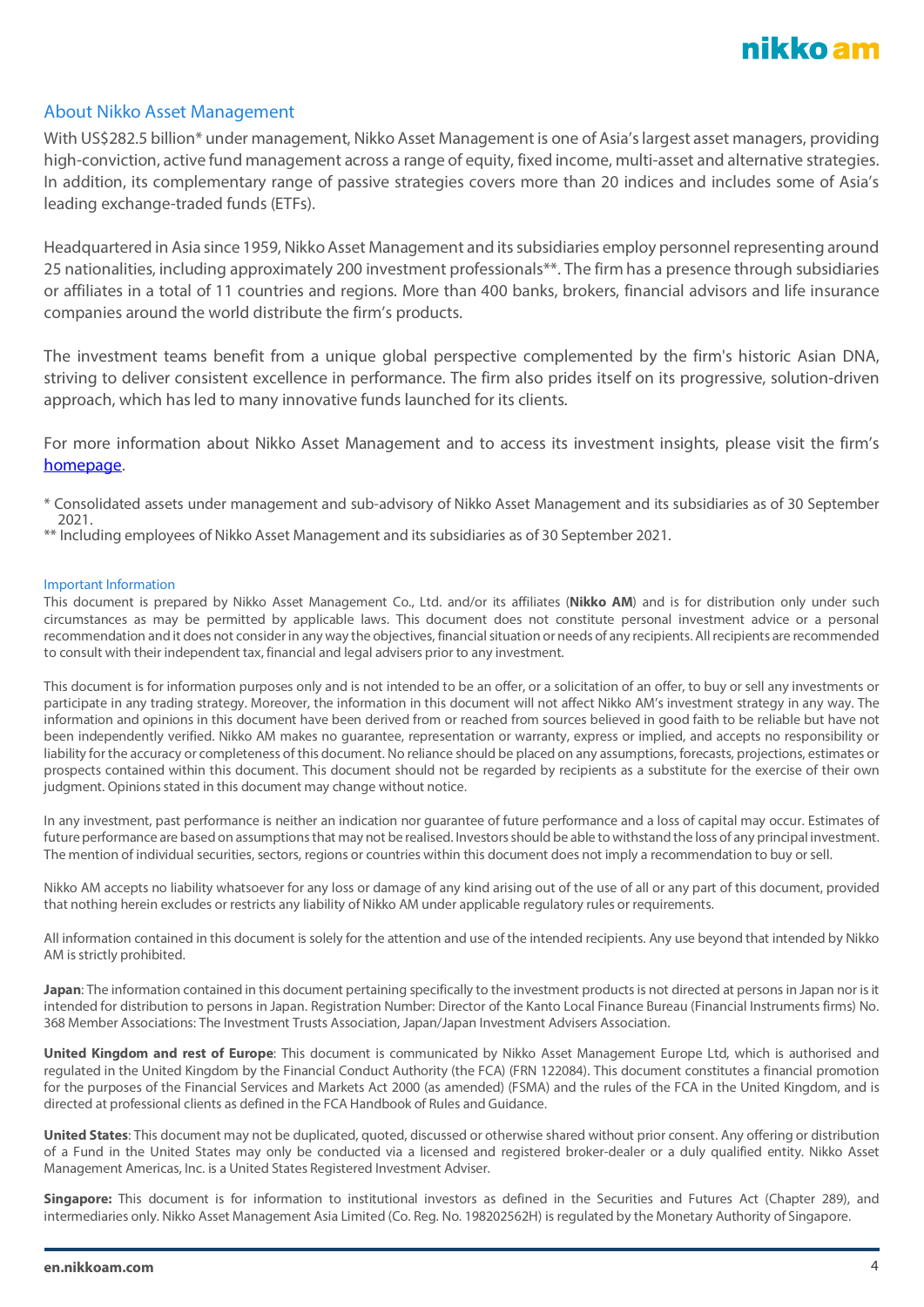## About Nikko Asset Management

With US$282.5 billion* under management, Nikko Asset Management is one of Asia's largest asset managers, providing high-conviction, active fund management across a range of equity, fixed income, multi-asset and alternative strategies. In addition, its complementary range of passive strategies covers more than 20 indices and includes some of Asia's leading exchange-traded funds (ETFs).

Headquartered in Asia since 1959, Nikko Asset Management and its subsidiaries employ personnel representing around 25 nationalities, including approximately 200 investment professionals**. The firm has a presence through subsidiaries or affiliates in a total of 11 countries and regions. More than 400 banks, brokers, financial advisors and life insurance companies around the world distribute the firm's products.

The investment teams benefit from a unique global perspective complemented by the firm's historic Asian DNA, striving to deliver consistent excellence in performance. The firm also prides itself on its progressive, solution-driven approach, which has led to many innovative funds launched for its clients.

For more information about Nikko Asset Management and to access its investment insights, please visit the firm's homepage.

\* Consolidated assets under management and sub-advisory of Nikko Asset Management and its subsidiaries as of 30 September 2021.

\** Including employees of Nikko Asset Management and its subsidiaries as of 30 September 2021.

### Important Information

This document is prepared by Nikko Asset Management Co., Ltd. and/or its affiliates (**Nikko AM**) and is for distribution only under such circumstances as may be permitted by applicable laws. This document does not constitute personal investment advice or a personal recommendation and it does not consider in any way the objectives, financial situation or needs of any recipients. All recipients are recommended to consult with their independent tax, financial and legal advisers prior to any investment.

This document is for information purposes only and is not intended to be an offer, or a solicitation of an offer, to buy or sell any investments or participate in any trading strategy. Moreover, the information in this document will not affect Nikko AM's investment strategy in any way. The information and opinions in this document have been derived from or reached from sources believed in good faith to be reliable but have not been independently verified. Nikko AM makes no guarantee, representation or warranty, express or implied, and accepts no responsibility or liability for the accuracy or completeness of this document. No reliance should be placed on any assumptions, forecasts, projections, estimates or prospects contained within this document. This document should not be regarded by recipients as a substitute for the exercise of their own judgment. Opinions stated in this document may change without notice.

In any investment, past performance is neither an indication nor guarantee of future performance and a loss of capital may occur. Estimates of future performance are based on assumptions that may not be realised. Investors should be able to withstand the loss of any principal investment. The mention of individual securities, sectors, regions or countries within this document does not imply a recommendation to buy or sell.

Nikko AM accepts no liability whatsoever for any loss or damage of any kind arising out of the use of all or any part of this document, provided that nothing herein excludes or restricts any liability of Nikko AM under applicable regulatory rules or requirements.

All information contained in this document is solely for the attention and use of the intended recipients. Any use beyond that intended by Nikko AM is strictly prohibited.

**Japan**: The information contained in this document pertaining specifically to the investment products is not directed at persons in Japan nor is it intended for distribution to persons in Japan. Registration Number: Director of the Kanto Local Finance Bureau (Financial Instruments firms) No. 368 Member Associations: The Investment Trusts Association, Japan/Japan Investment Advisers Association.

**United Kingdom and rest of Europe**: This document is communicated by Nikko Asset Management Europe Ltd, which is authorised and regulated in the United Kingdom by the Financial Conduct Authority (the FCA) (FRN 122084). This document constitutes a financial promotion for the purposes of the Financial Services and Markets Act 2000 (as amended) (FSMA) and the rules of the FCA in the United Kingdom, and is directed at professional clients as defined in the FCA Handbook of Rules and Guidance.

**United States**: This document may not be duplicated, quoted, discussed or otherwise shared without prior consent. Any offering or distribution of a Fund in the United States may only be conducted via a licensed and registered broker-dealer or a duly qualified entity. Nikko Asset Management Americas, Inc. is a United States Registered Investment Adviser.

**Singapore:** This document is for information to institutional investors as defined in the Securities and Futures Act (Chapter 289), and intermediaries only. Nikko Asset Management Asia Limited (Co. Reg. No. 198202562H) is regulated by the Monetary Authority of Singapore.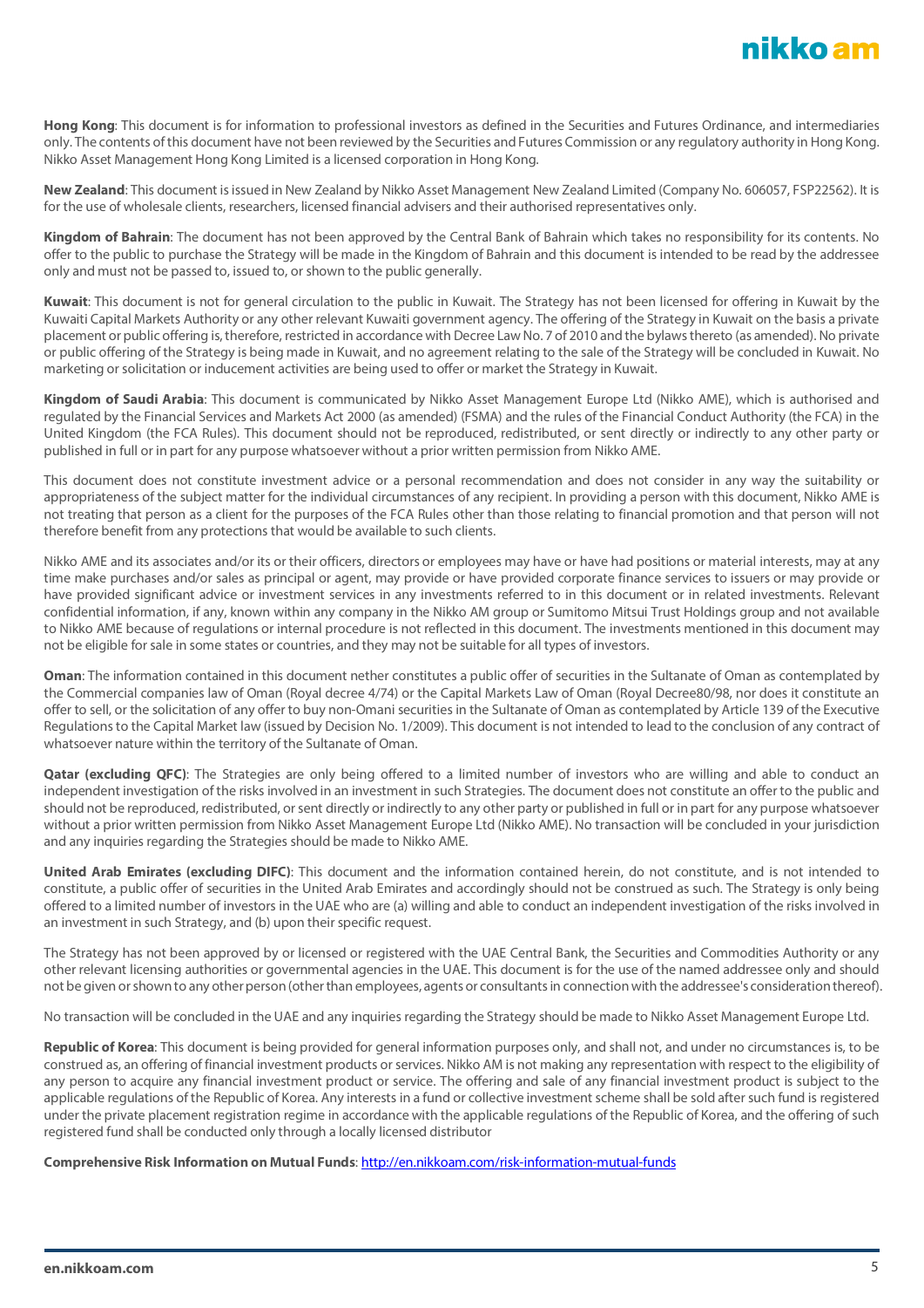**Hong Kong**: This document is for information to professional investors as defined in the Securities and Futures Ordinance, and intermediaries only. The contents of this document have not been reviewed by the Securities and Futures Commission or any regulatory authority in Hong Kong. Nikko Asset Management Hong Kong Limited is a licensed corporation in Hong Kong.

**New Zealand**: This document is issued in New Zealand by Nikko Asset Management New Zealand Limited (Company No. 606057, FSP22562). It is for the use of wholesale clients, researchers, licensed financial advisers and their authorised representatives only.

**Kingdom of Bahrain**: The document has not been approved by the Central Bank of Bahrain which takes no responsibility for its contents. No offer to the public to purchase the Strategy will be made in the Kingdom of Bahrain and this document is intended to be read by the addressee only and must not be passed to, issued to, or shown to the public generally.

**Kuwait**: This document is not for general circulation to the public in Kuwait. The Strategy has not been licensed for offering in Kuwait by the Kuwaiti Capital Markets Authority or any other relevant Kuwaiti government agency. The offering of the Strategy in Kuwait on the basis a private placement or public offering is, therefore, restricted in accordance with Decree Law No. 7 of 2010 and the bylaws thereto (as amended). No private or public offering of the Strategy is being made in Kuwait, and no agreement relating to the sale of the Strategy will be concluded in Kuwait. No marketing or solicitation or inducement activities are being used to offer or market the Strategy in Kuwait.

**Kingdom of Saudi Arabia**: This document is communicated by Nikko Asset Management Europe Ltd (Nikko AME), which is authorised and regulated by the Financial Services and Markets Act 2000 (as amended) (FSMA) and the rules of the Financial Conduct Authority (the FCA) in the United Kingdom (the FCA Rules). This document should not be reproduced, redistributed, or sent directly or indirectly to any other party or published in full or in part for any purpose whatsoever without a prior written permission from Nikko AME.

This document does not constitute investment advice or a personal recommendation and does not consider in any way the suitability or appropriateness of the subject matter for the individual circumstances of any recipient. In providing a person with this document, Nikko AME is not treating that person as a client for the purposes of the FCA Rules other than those relating to financial promotion and that person will not therefore benefit from any protections that would be available to such clients.

Nikko AME and its associates and/or its or their officers, directors or employees may have or have had positions or material interests, may at any time make purchases and/or sales as principal or agent, may provide or have provided corporate finance services to issuers or may provide or have provided significant advice or investment services in any investments referred to in this document or in related investments. Relevant confidential information, if any, known within any company in the Nikko AM group or Sumitomo Mitsui Trust Holdings group and not available to Nikko AME because of regulations or internal procedure is not reflected in this document. The investments mentioned in this document may not be eligible for sale in some states or countries, and they may not be suitable for all types of investors.

**Oman**: The information contained in this document nether constitutes a public offer of securities in the Sultanate of Oman as contemplated by the Commercial companies law of Oman (Royal decree 4/74) or the Capital Markets Law of Oman (Royal Decree80/98, nor does it constitute an offer to sell, or the solicitation of any offer to buy non-Omani securities in the Sultanate of Oman as contemplated by Article 139 of the Executive Regulations to the Capital Market law (issued by Decision No. 1/2009). This document is not intended to lead to the conclusion of any contract of whatsoever nature within the territory of the Sultanate of Oman.

**Qatar (excluding QFC)**: The Strategies are only being offered to a limited number of investors who are willing and able to conduct an independent investigation of the risks involved in an investment in such Strategies. The document does not constitute an offer to the public and should not be reproduced, redistributed, or sent directly or indirectly to any other party or published in full or in part for any purpose whatsoever without a prior written permission from Nikko Asset Management Europe Ltd (Nikko AME). No transaction will be concluded in your jurisdiction and any inquiries regarding the Strategies should be made to Nikko AME.

**United Arab Emirates (excluding DIFC)**: This document and the information contained herein, do not constitute, and is not intended to constitute, a public offer of securities in the United Arab Emirates and accordingly should not be construed as such. The Strategy is only being offered to a limited number of investors in the UAE who are (a) willing and able to conduct an independent investigation of the risks involved in an investment in such Strategy, and (b) upon their specific request.

The Strategy has not been approved by or licensed or registered with the UAE Central Bank, the Securities and Commodities Authority or any other relevant licensing authorities or governmental agencies in the UAE. This document is for the use of the named addressee only and should not be given or shown to any other person (other than employees, agents or consultants in connection with the addressee's consideration thereof).

No transaction will be concluded in the UAE and any inquiries regarding the Strategy should be made to Nikko Asset Management Europe Ltd.

**Republic of Korea**: This document is being provided for general information purposes only, and shall not, and under no circumstances is, to be construed as, an offering of financial investment products or services. Nikko AM is not making any representation with respect to the eligibility of any person to acquire any financial investment product or service. The offering and sale of any financial investment product is subject to the applicable regulations of the Republic of Korea. Any interests in a fund or collective investment scheme shall be sold after such fund is registered under the private placement registration regime in accordance with the applicable regulations of the Republic of Korea, and the offering of such registered fund shall be conducted only through a locally licensed distributor

**Comprehensive Risk Information on Mutual Funds**: http://en.nikkoam.com/risk-information-mutual-funds